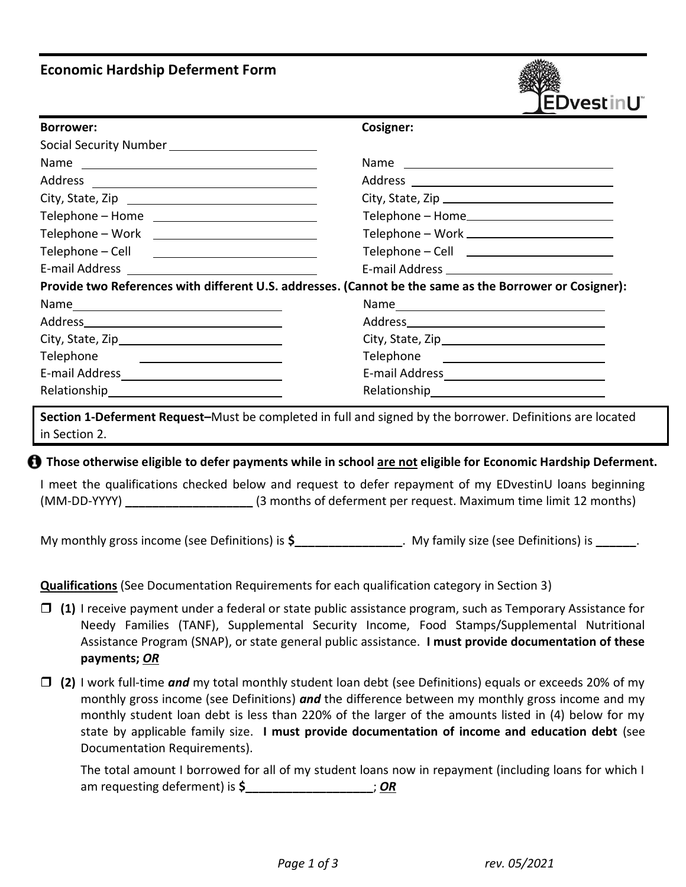# Economic Hardship Deferment Form

EDvestinU™

| **Borrower:** | **Cosigner:** |
|---|---|
| Social Security Number ______________________ | |
| Name ______________________ | Name ______________________ |
| Address ______________________ | Address ______________________ |
| City, State, Zip ______________________ | City, State, Zip ______________________ |
| Telephone – Home ______________________ | Telephone – Home ______________________ |
| Telephone – Work ______________________ | Telephone – Work ______________________ |
| Telephone – Cell ______________________ | Telephone – Cell ______________________ |
| E-mail Address ______________________ | E-mail Address ______________________ |

**Provide two References with different U.S. addresses. (Cannot be the same as the Borrower or Cosigner):**

| | |
|---|---|
| Name ______________________ | Name ______________________ |
| Address ______________________ | Address ______________________ |
| City, State, Zip ______________________ | City, State, Zip ______________________ |
| Telephone ______________________ | Telephone ______________________ |
| E-mail Address ______________________ | E-mail Address ______________________ |
| Relationship ______________________ | Relationship ______________________ |

**Section 1-Deferment Request–**Must be completed in full and signed by the borrower. Definitions are located in Section 2.

**Those otherwise eligible to defer payments while in school are not eligible for Economic Hardship Deferment.**

I meet the qualifications checked below and request to defer repayment of my EDvestinU loans beginning (MM-DD-YYYY) **___________________** (3 months of deferment per request. Maximum time limit 12 months)

My monthly gross income (see Definitions) is **$________________**. My family size (see Definitions) is ______.

**Qualifications** (See Documentation Requirements for each qualification category in Section 3)

- ☐ **(1)** I receive payment under a federal or state public assistance program, such as Temporary Assistance for Needy Families (TANF), Supplemental Security Income, Food Stamps/Supplemental Nutritional Assistance Program (SNAP), or state general public assistance. **I must provide documentation of these payments; *OR***

- ☐ **(2)** I work full-time ***and*** my total monthly student loan debt (see Definitions) equals or exceeds 20% of my monthly gross income (see Definitions) ***and*** the difference between my monthly gross income and my monthly student loan debt is less than 220% of the larger of the amounts listed in (4) below for my state by applicable family size. **I must provide documentation of income and education debt** (see Documentation Requirements).

  The total amount I borrowed for all of my student loans now in repayment (including loans for which I am requesting deferment) is **$____________________**; ***OR***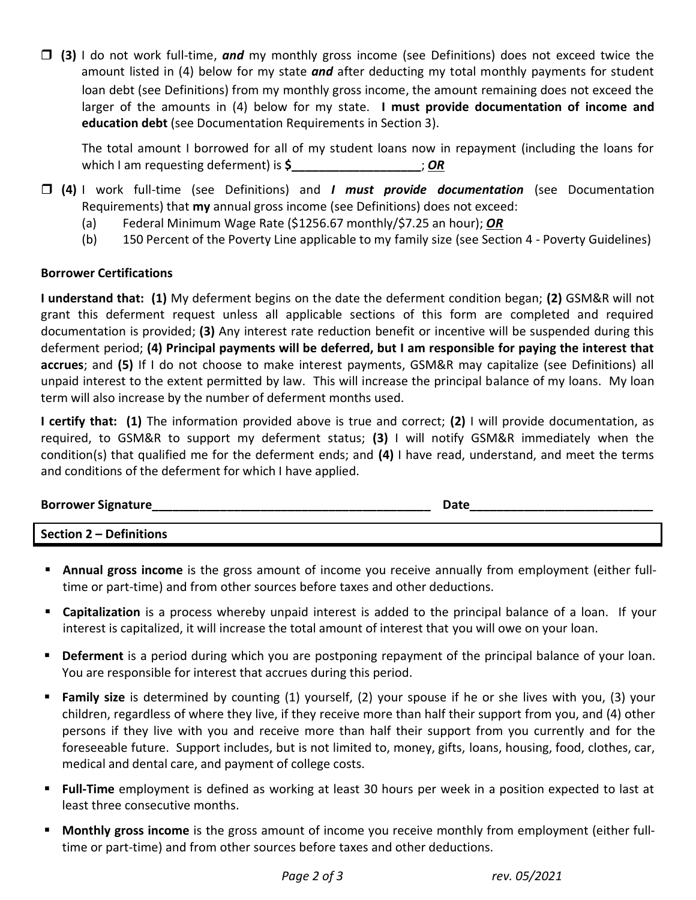☐ **(3)** I do not work full-time, ***and*** my monthly gross income (see Definitions) does not exceed twice the amount listed in (4) below for my state ***and*** after deducting my total monthly payments for student loan debt (see Definitions) from my monthly gross income, the amount remaining does not exceed the larger of the amounts in (4) below for my state. **I must provide documentation of income and education debt** (see Documentation Requirements in Section 3).

The total amount I borrowed for all of my student loans now in repayment (including the loans for which I am requesting deferment) is **$___________________**; ***OR***

☐ **(4)** I work full-time (see Definitions) and ***I must provide documentation*** (see Documentation Requirements) that **my** annual gross income (see Definitions) does not exceed:

(a) Federal Minimum Wage Rate ($1256.67 monthly/$7.25 an hour); ***OR***

(b) 150 Percent of the Poverty Line applicable to my family size (see Section 4 - Poverty Guidelines)

**Borrower Certifications**

**I understand that: (1)** My deferment begins on the date the deferment condition began; **(2)** GSM&R will not grant this deferment request unless all applicable sections of this form are completed and required documentation is provided; **(3)** Any interest rate reduction benefit or incentive will be suspended during this deferment period; **(4) Principal payments will be deferred, but I am responsible for paying the interest that accrues**; and **(5)** If I do not choose to make interest payments, GSM&R may capitalize (see Definitions) all unpaid interest to the extent permitted by law. This will increase the principal balance of my loans. My loan term will also increase by the number of deferment months used.

**I certify that: (1)** The information provided above is true and correct; **(2)** I will provide documentation, as required, to GSM&R to support my deferment status; **(3)** I will notify GSM&R immediately when the condition(s) that qualified me for the deferment ends; and **(4)** I have read, understand, and meet the terms and conditions of the deferment for which I have applied.

**Borrower Signature**___________________________________________ **Date**___________________________

## Section 2 – Definitions

- **Annual gross income** is the gross amount of income you receive annually from employment (either full-time or part-time) and from other sources before taxes and other deductions.
- **Capitalization** is a process whereby unpaid interest is added to the principal balance of a loan. If your interest is capitalized, it will increase the total amount of interest that you will owe on your loan.
- **Deferment** is a period during which you are postponing repayment of the principal balance of your loan. You are responsible for interest that accrues during this period.
- **Family size** is determined by counting (1) yourself, (2) your spouse if he or she lives with you, (3) your children, regardless of where they live, if they receive more than half their support from you, and (4) other persons if they live with you and receive more than half their support from you currently and for the foreseeable future. Support includes, but is not limited to, money, gifts, loans, housing, food, clothes, car, medical and dental care, and payment of college costs.
- **Full-Time** employment is defined as working at least 30 hours per week in a position expected to last at least three consecutive months.
- **Monthly gross income** is the gross amount of income you receive monthly from employment (either full-time or part-time) and from other sources before taxes and other deductions.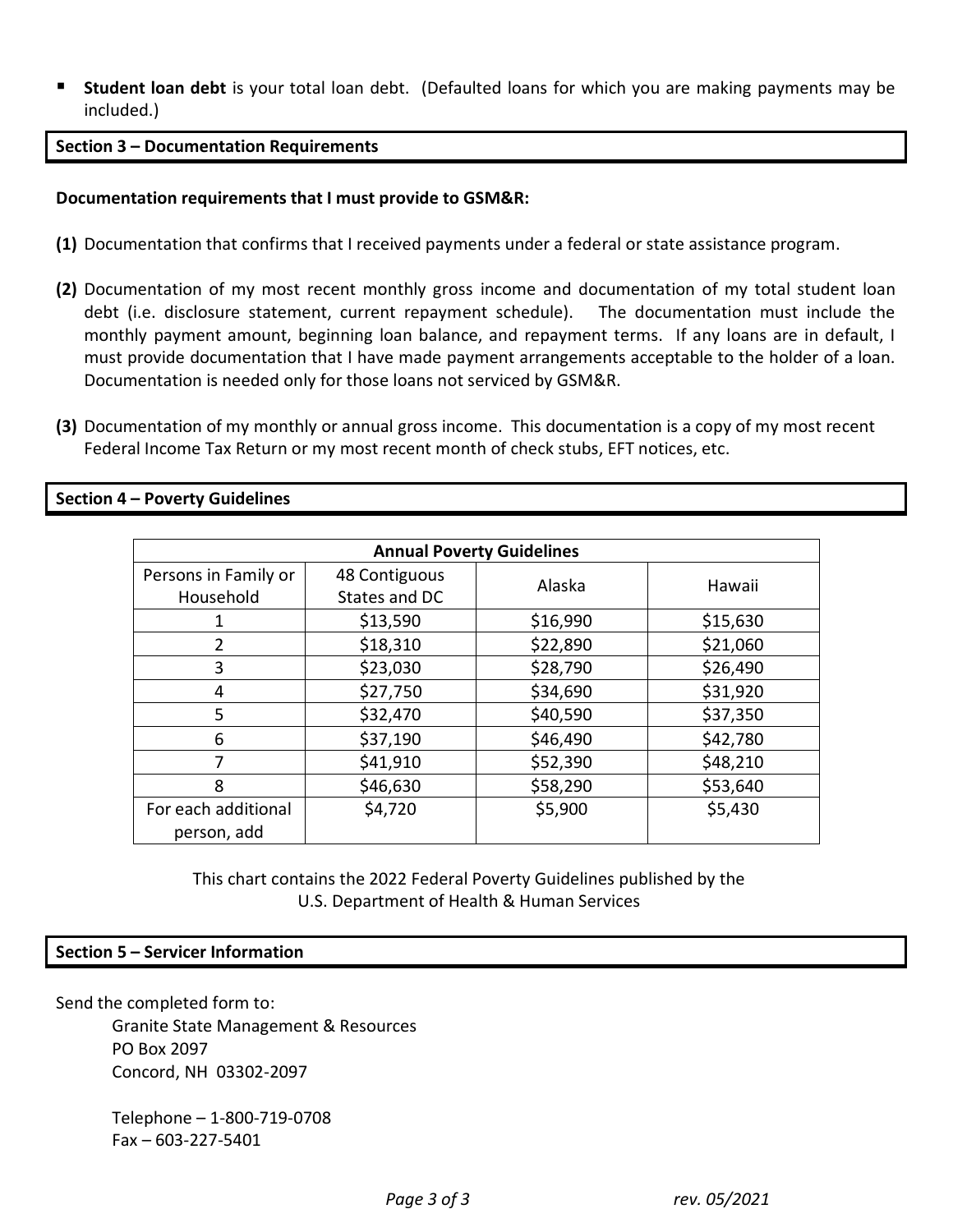- **Student loan debt** is your total loan debt. (Defaulted loans for which you are making payments may be included.)

## Section 3 – Documentation Requirements

**Documentation requirements that I must provide to GSM&R:**

**(1)** Documentation that confirms that I received payments under a federal or state assistance program.

**(2)** Documentation of my most recent monthly gross income and documentation of my total student loan debt (i.e. disclosure statement, current repayment schedule). The documentation must include the monthly payment amount, beginning loan balance, and repayment terms. If any loans are in default, I must provide documentation that I have made payment arrangements acceptable to the holder of a loan. Documentation is needed only for those loans not serviced by GSM&R.

**(3)** Documentation of my monthly or annual gross income. This documentation is a copy of my most recent Federal Income Tax Return or my most recent month of check stubs, EFT notices, etc.

## Section 4 – Poverty Guidelines

| **Annual Poverty Guidelines** | | | |
|---|---|---|---|
| Persons in Family or Household | 48 Contiguous States and DC | Alaska | Hawaii |
| 1 | $13,590 | $16,990 | $15,630 |
| 2 | $18,310 | $22,890 | $21,060 |
| 3 | $23,030 | $28,790 | $26,490 |
| 4 | $27,750 | $34,690 | $31,920 |
| 5 | $32,470 | $40,590 | $37,350 |
| 6 | $37,190 | $46,490 | $42,780 |
| 7 | $41,910 | $52,390 | $48,210 |
| 8 | $46,630 | $58,290 | $53,640 |
| For each additional person, add | $4,720 | $5,900 | $5,430 |

This chart contains the 2022 Federal Poverty Guidelines published by the U.S. Department of Health & Human Services

## Section 5 – Servicer Information

Send the completed form to:

Granite State Management & Resources
PO Box 2097
Concord, NH 03302-2097

Telephone – 1-800-719-0708
Fax – 603-227-5401

*rev. 05/2021*